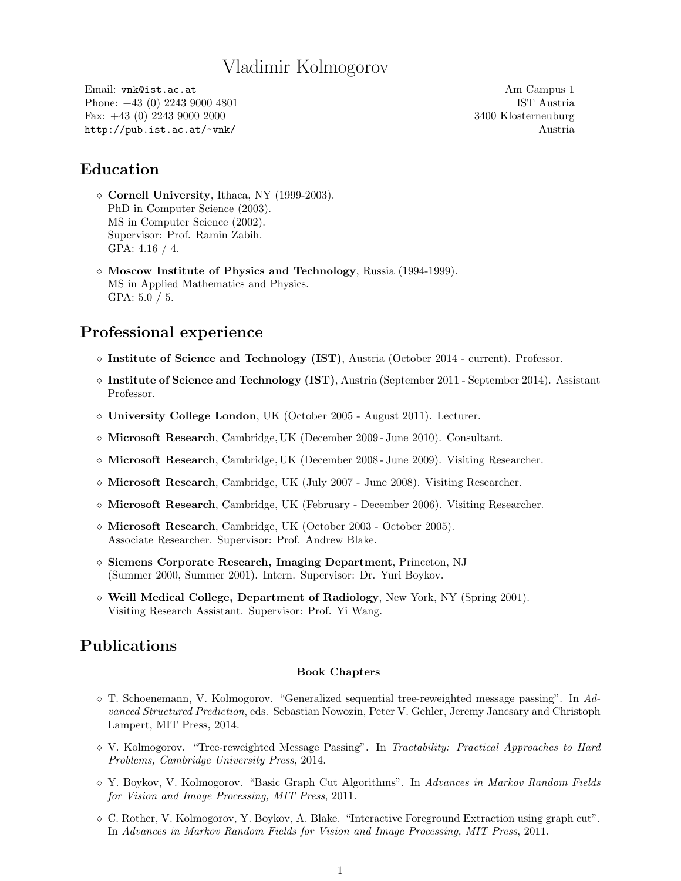# Vladimir Kolmogorov

Email: vnk@ist.ac.at
Phone: +43 (0) 2243 9000 4801
Fax: +43 (0) 2243 9000 2000
http://pub.ist.ac.at/~vnk/

Am Campus 1
IST Austria
3400 Klosterneuburg
Austria

## Education

- **Cornell University**, Ithaca, NY (1999-2003).
  PhD in Computer Science (2003).
  MS in Computer Science (2002).
  Supervisor: Prof. Ramin Zabih.
  GPA: 4.16 / 4.

- **Moscow Institute of Physics and Technology**, Russia (1994-1999).
  MS in Applied Mathematics and Physics.
  GPA: 5.0 / 5.

## Professional experience

- **Institute of Science and Technology (IST)**, Austria (October 2014 - current). Professor.
- **Institute of Science and Technology (IST)**, Austria (September 2011 - September 2014). Assistant Professor.
- **University College London**, UK (October 2005 - August 2011). Lecturer.
- **Microsoft Research**, Cambridge, UK (December 2009 - June 2010). Consultant.
- **Microsoft Research**, Cambridge, UK (December 2008 - June 2009). Visiting Researcher.
- **Microsoft Research**, Cambridge, UK (July 2007 - June 2008). Visiting Researcher.
- **Microsoft Research**, Cambridge, UK (February - December 2006). Visiting Researcher.
- **Microsoft Research**, Cambridge, UK (October 2003 - October 2005).
  Associate Researcher. Supervisor: Prof. Andrew Blake.
- **Siemens Corporate Research, Imaging Department**, Princeton, NJ
  (Summer 2000, Summer 2001). Intern. Supervisor: Dr. Yuri Boykov.
- **Weill Medical College, Department of Radiology**, New York, NY (Spring 2001).
  Visiting Research Assistant. Supervisor: Prof. Yi Wang.

## Publications

### Book Chapters

- T. Schoenemann, V. Kolmogorov. "Generalized sequential tree-reweighted message passing". In *Advanced Structured Prediction*, eds. Sebastian Nowozin, Peter V. Gehler, Jeremy Jancsary and Christoph Lampert, MIT Press, 2014.
- V. Kolmogorov. "Tree-reweighted Message Passing". In *Tractability: Practical Approaches to Hard Problems, Cambridge University Press*, 2014.
- Y. Boykov, V. Kolmogorov. "Basic Graph Cut Algorithms". In *Advances in Markov Random Fields for Vision and Image Processing, MIT Press*, 2011.
- C. Rother, V. Kolmogorov, Y. Boykov, A. Blake. "Interactive Foreground Extraction using graph cut". In *Advances in Markov Random Fields for Vision and Image Processing, MIT Press*, 2011.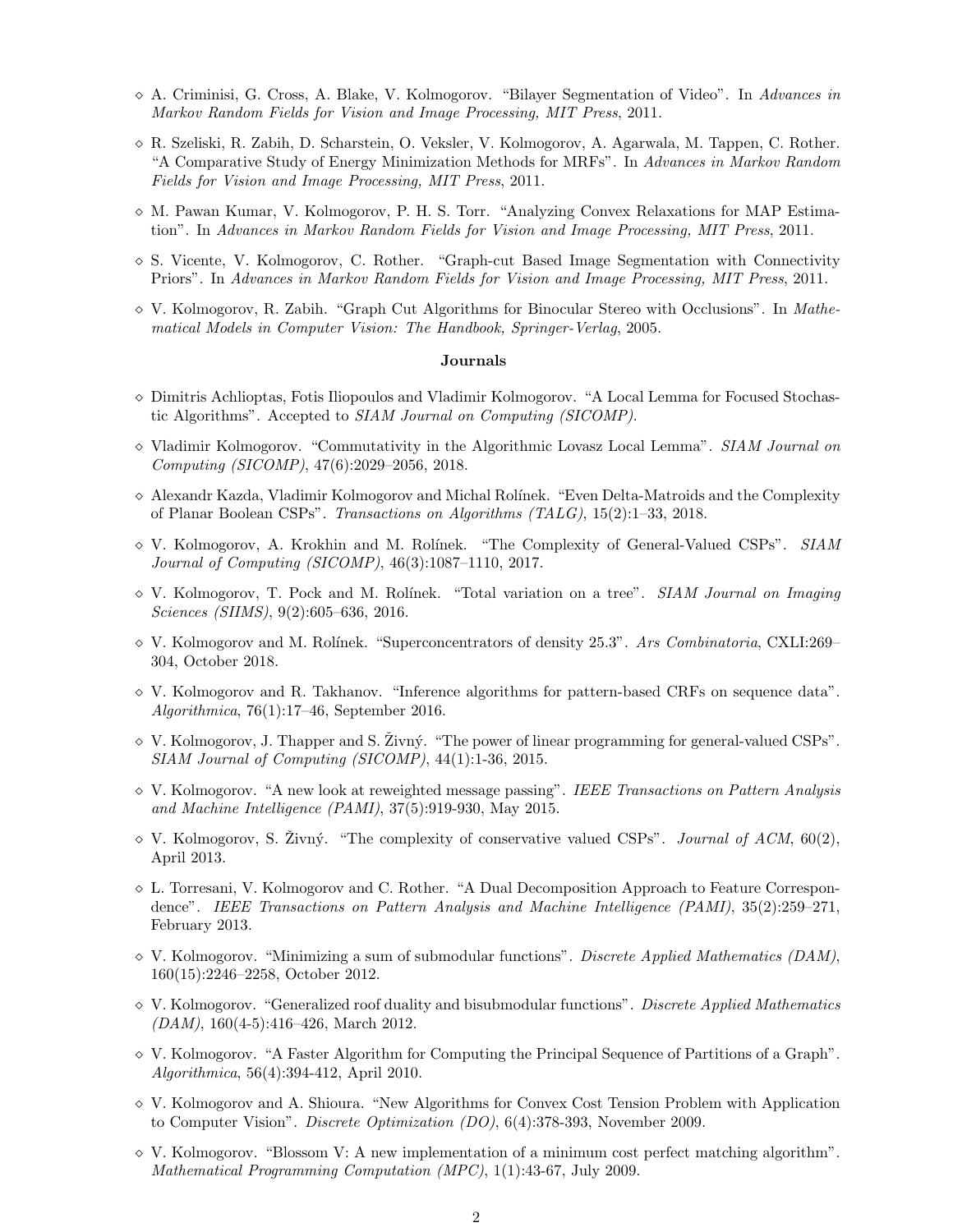- ◇ A. Criminisi, G. Cross, A. Blake, V. Kolmogorov. "Bilayer Segmentation of Video". In *Advances in Markov Random Fields for Vision and Image Processing, MIT Press*, 2011.
- ◇ R. Szeliski, R. Zabih, D. Scharstein, O. Veksler, V. Kolmogorov, A. Agarwala, M. Tappen, C. Rother. "A Comparative Study of Energy Minimization Methods for MRFs". In *Advances in Markov Random Fields for Vision and Image Processing, MIT Press*, 2011.
- ◇ M. Pawan Kumar, V. Kolmogorov, P. H. S. Torr. "Analyzing Convex Relaxations for MAP Estimation". In *Advances in Markov Random Fields for Vision and Image Processing, MIT Press*, 2011.
- ◇ S. Vicente, V. Kolmogorov, C. Rother. "Graph-cut Based Image Segmentation with Connectivity Priors". In *Advances in Markov Random Fields for Vision and Image Processing, MIT Press*, 2011.
- ◇ V. Kolmogorov, R. Zabih. "Graph Cut Algorithms for Binocular Stereo with Occlusions". In *Mathematical Models in Computer Vision: The Handbook, Springer-Verlag*, 2005.

**Journals**

- ◇ Dimitris Achlioptas, Fotis Iliopoulos and Vladimir Kolmogorov. "A Local Lemma for Focused Stochastic Algorithms". Accepted to *SIAM Journal on Computing (SICOMP)*.
- ◇ Vladimir Kolmogorov. "Commutativity in the Algorithmic Lovasz Local Lemma". *SIAM Journal on Computing (SICOMP)*, 47(6):2029–2056, 2018.
- ◇ Alexandr Kazda, Vladimir Kolmogorov and Michal Rolínek. "Even Delta-Matroids and the Complexity of Planar Boolean CSPs". *Transactions on Algorithms (TALG)*, 15(2):1–33, 2018.
- ◇ V. Kolmogorov, A. Krokhin and M. Rolínek. "The Complexity of General-Valued CSPs". *SIAM Journal of Computing (SICOMP)*, 46(3):1087–1110, 2017.
- ◇ V. Kolmogorov, T. Pock and M. Rolínek. "Total variation on a tree". *SIAM Journal on Imaging Sciences (SIIMS)*, 9(2):605–636, 2016.
- ◇ V. Kolmogorov and M. Rolínek. "Superconcentrators of density 25.3". *Ars Combinatoria*, CXLI:269–304, October 2018.
- ◇ V. Kolmogorov and R. Takhanov. "Inference algorithms for pattern-based CRFs on sequence data". *Algorithmica*, 76(1):17–46, September 2016.
- ◇ V. Kolmogorov, J. Thapper and S. Živný. "The power of linear programming for general-valued CSPs". *SIAM Journal of Computing (SICOMP)*, 44(1):1-36, 2015.
- ◇ V. Kolmogorov. "A new look at reweighted message passing". *IEEE Transactions on Pattern Analysis and Machine Intelligence (PAMI)*, 37(5):919-930, May 2015.
- ◇ V. Kolmogorov, S. Živný. "The complexity of conservative valued CSPs". *Journal of ACM*, 60(2), April 2013.
- ◇ L. Torresani, V. Kolmogorov and C. Rother. "A Dual Decomposition Approach to Feature Correspondence". *IEEE Transactions on Pattern Analysis and Machine Intelligence (PAMI)*, 35(2):259–271, February 2013.
- ◇ V. Kolmogorov. "Minimizing a sum of submodular functions". *Discrete Applied Mathematics (DAM)*, 160(15):2246–2258, October 2012.
- ◇ V. Kolmogorov. "Generalized roof duality and bisubmodular functions". *Discrete Applied Mathematics (DAM)*, 160(4-5):416–426, March 2012.
- ◇ V. Kolmogorov. "A Faster Algorithm for Computing the Principal Sequence of Partitions of a Graph". *Algorithmica*, 56(4):394-412, April 2010.
- ◇ V. Kolmogorov and A. Shioura. "New Algorithms for Convex Cost Tension Problem with Application to Computer Vision". *Discrete Optimization (DO)*, 6(4):378-393, November 2009.
- ◇ V. Kolmogorov. "Blossom V: A new implementation of a minimum cost perfect matching algorithm". *Mathematical Programming Computation (MPC)*, 1(1):43-67, July 2009.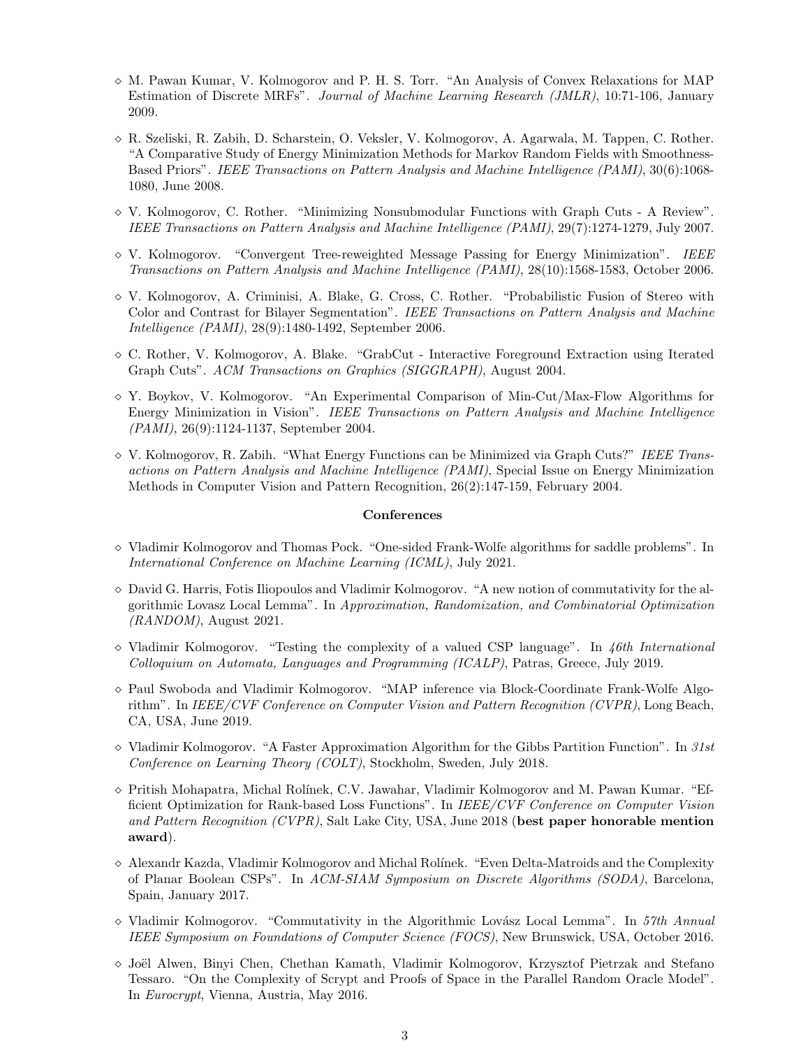- M. Pawan Kumar, V. Kolmogorov and P. H. S. Torr. “An Analysis of Convex Relaxations for MAP Estimation of Discrete MRFs”. *Journal of Machine Learning Research (JMLR)*, 10:71-106, January 2009.

- R. Szeliski, R. Zabih, D. Scharstein, O. Veksler, V. Kolmogorov, A. Agarwala, M. Tappen, C. Rother. “A Comparative Study of Energy Minimization Methods for Markov Random Fields with Smoothness-Based Priors”. *IEEE Transactions on Pattern Analysis and Machine Intelligence (PAMI)*, 30(6):1068-1080, June 2008.

- V. Kolmogorov, C. Rother. “Minimizing Nonsubmodular Functions with Graph Cuts - A Review”. *IEEE Transactions on Pattern Analysis and Machine Intelligence (PAMI)*, 29(7):1274-1279, July 2007.

- V. Kolmogorov. “Convergent Tree-reweighted Message Passing for Energy Minimization”. *IEEE Transactions on Pattern Analysis and Machine Intelligence (PAMI)*, 28(10):1568-1583, October 2006.

- V. Kolmogorov, A. Criminisi, A. Blake, G. Cross, C. Rother. “Probabilistic Fusion of Stereo with Color and Contrast for Bilayer Segmentation”. *IEEE Transactions on Pattern Analysis and Machine Intelligence (PAMI)*, 28(9):1480-1492, September 2006.

- C. Rother, V. Kolmogorov, A. Blake. “GrabCut - Interactive Foreground Extraction using Iterated Graph Cuts”. *ACM Transactions on Graphics (SIGGRAPH)*, August 2004.

- Y. Boykov, V. Kolmogorov. “An Experimental Comparison of Min-Cut/Max-Flow Algorithms for Energy Minimization in Vision”. *IEEE Transactions on Pattern Analysis and Machine Intelligence (PAMI)*, 26(9):1124-1137, September 2004.

- V. Kolmogorov, R. Zabih. “What Energy Functions can be Minimized via Graph Cuts?” *IEEE Transactions on Pattern Analysis and Machine Intelligence (PAMI)*, Special Issue on Energy Minimization Methods in Computer Vision and Pattern Recognition, 26(2):147-159, February 2004.

### Conferences

- Vladimir Kolmogorov and Thomas Pock. “One-sided Frank-Wolfe algorithms for saddle problems”. In *International Conference on Machine Learning (ICML)*, July 2021.

- David G. Harris, Fotis Iliopoulos and Vladimir Kolmogorov. “A new notion of commutativity for the algorithmic Lovasz Local Lemma”. In *Approximation, Randomization, and Combinatorial Optimization (RANDOM)*, August 2021.

- Vladimir Kolmogorov. “Testing the complexity of a valued CSP language”. In *46th International Colloquium on Automata, Languages and Programming (ICALP)*, Patras, Greece, July 2019.

- Paul Swoboda and Vladimir Kolmogorov. “MAP inference via Block-Coordinate Frank-Wolfe Algorithm”. In *IEEE/CVF Conference on Computer Vision and Pattern Recognition (CVPR)*, Long Beach, CA, USA, June 2019.

- Vladimir Kolmogorov. “A Faster Approximation Algorithm for the Gibbs Partition Function”. In *31st Conference on Learning Theory (COLT)*, Stockholm, Sweden, July 2018.

- Pritish Mohapatra, Michal Rolínek, C.V. Jawahar, Vladimir Kolmogorov and M. Pawan Kumar. “Efficient Optimization for Rank-based Loss Functions”. In *IEEE/CVF Conference on Computer Vision and Pattern Recognition (CVPR)*, Salt Lake City, USA, June 2018 (**best paper honorable mention award**).

- Alexandr Kazda, Vladimir Kolmogorov and Michal Rolínek. “Even Delta-Matroids and the Complexity of Planar Boolean CSPs”. In *ACM-SIAM Symposium on Discrete Algorithms (SODA)*, Barcelona, Spain, January 2017.

- Vladimir Kolmogorov. “Commutativity in the Algorithmic Lovász Local Lemma”. In *57th Annual IEEE Symposium on Foundations of Computer Science (FOCS)*, New Brunswick, USA, October 2016.

- Joël Alwen, Binyi Chen, Chethan Kamath, Vladimir Kolmogorov, Krzysztof Pietrzak and Stefano Tessaro. “On the Complexity of Scrypt and Proofs of Space in the Parallel Random Oracle Model”. In *Eurocrypt*, Vienna, Austria, May 2016.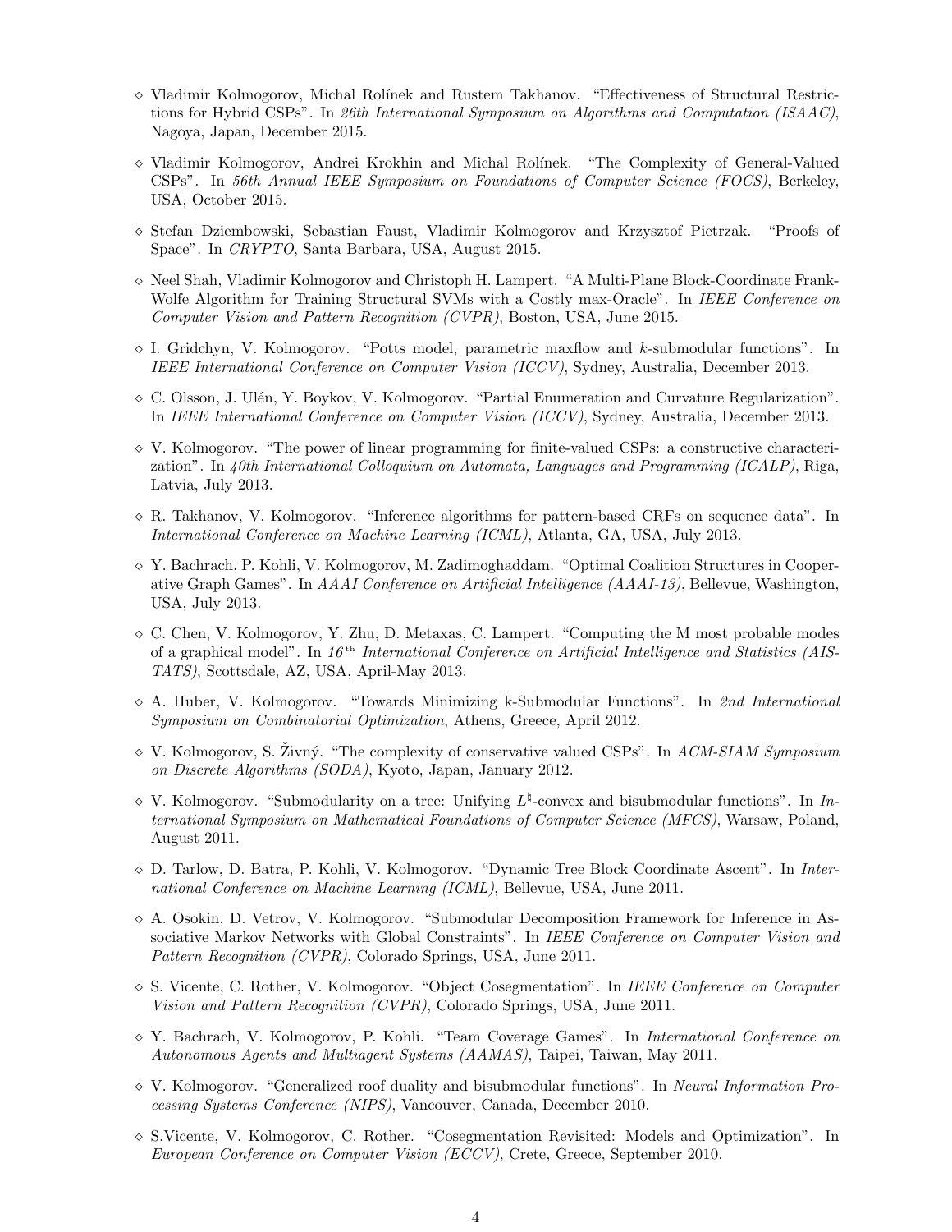- ◇ Vladimir Kolmogorov, Michal Rolínek and Rustem Takhanov. "Effectiveness of Structural Restrictions for Hybrid CSPs". In *26th International Symposium on Algorithms and Computation (ISAAC)*, Nagoya, Japan, December 2015.

- ◇ Vladimir Kolmogorov, Andrei Krokhin and Michal Rolínek. "The Complexity of General-Valued CSPs". In *56th Annual IEEE Symposium on Foundations of Computer Science (FOCS)*, Berkeley, USA, October 2015.

- ◇ Stefan Dziembowski, Sebastian Faust, Vladimir Kolmogorov and Krzysztof Pietrzak. "Proofs of Space". In *CRYPTO*, Santa Barbara, USA, August 2015.

- ◇ Neel Shah, Vladimir Kolmogorov and Christoph H. Lampert. "A Multi-Plane Block-Coordinate Frank-Wolfe Algorithm for Training Structural SVMs with a Costly max-Oracle". In *IEEE Conference on Computer Vision and Pattern Recognition (CVPR)*, Boston, USA, June 2015.

- ◇ I. Gridchyn, V. Kolmogorov. "Potts model, parametric maxflow and $k$-submodular functions". In *IEEE International Conference on Computer Vision (ICCV)*, Sydney, Australia, December 2013.

- ◇ C. Olsson, J. Ulén, Y. Boykov, V. Kolmogorov. "Partial Enumeration and Curvature Regularization". In *IEEE International Conference on Computer Vision (ICCV)*, Sydney, Australia, December 2013.

- ◇ V. Kolmogorov. "The power of linear programming for finite-valued CSPs: a constructive characterization". In *40th International Colloquium on Automata, Languages and Programming (ICALP)*, Riga, Latvia, July 2013.

- ◇ R. Takhanov, V. Kolmogorov. "Inference algorithms for pattern-based CRFs on sequence data". In *International Conference on Machine Learning (ICML)*, Atlanta, GA, USA, July 2013.

- ◇ Y. Bachrach, P. Kohli, V. Kolmogorov, M. Zadimoghaddam. "Optimal Coalition Structures in Cooperative Graph Games". In *AAAI Conference on Artificial Intelligence (AAAI-13)*, Bellevue, Washington, USA, July 2013.

- ◇ C. Chen, V. Kolmogorov, Y. Zhu, D. Metaxas, C. Lampert. "Computing the M most probable modes of a graphical model". In *16$^{th}$ International Conference on Artificial Intelligence and Statistics (AISTATS)*, Scottsdale, AZ, USA, April-May 2013.

- ◇ A. Huber, V. Kolmogorov. "Towards Minimizing k-Submodular Functions". In *2nd International Symposium on Combinatorial Optimization*, Athens, Greece, April 2012.

- ◇ V. Kolmogorov, S. Živný. "The complexity of conservative valued CSPs". In *ACM-SIAM Symposium on Discrete Algorithms (SODA)*, Kyoto, Japan, January 2012.

- ◇ V. Kolmogorov. "Submodularity on a tree: Unifying $L^\natural$-convex and bisubmodular functions". In *International Symposium on Mathematical Foundations of Computer Science (MFCS)*, Warsaw, Poland, August 2011.

- ◇ D. Tarlow, D. Batra, P. Kohli, V. Kolmogorov. "Dynamic Tree Block Coordinate Ascent". In *International Conference on Machine Learning (ICML)*, Bellevue, USA, June 2011.

- ◇ A. Osokin, D. Vetrov, V. Kolmogorov. "Submodular Decomposition Framework for Inference in Associative Markov Networks with Global Constraints". In *IEEE Conference on Computer Vision and Pattern Recognition (CVPR)*, Colorado Springs, USA, June 2011.

- ◇ S. Vicente, C. Rother, V. Kolmogorov. "Object Cosegmentation". In *IEEE Conference on Computer Vision and Pattern Recognition (CVPR)*, Colorado Springs, USA, June 2011.

- ◇ Y. Bachrach, V. Kolmogorov, P. Kohli. "Team Coverage Games". In *International Conference on Autonomous Agents and Multiagent Systems (AAMAS)*, Taipei, Taiwan, May 2011.

- ◇ V. Kolmogorov. "Generalized roof duality and bisubmodular functions". In *Neural Information Processing Systems Conference (NIPS)*, Vancouver, Canada, December 2010.

- ◇ S.Vicente, V. Kolmogorov, C. Rother. "Cosegmentation Revisited: Models and Optimization". In *European Conference on Computer Vision (ECCV)*, Crete, Greece, September 2010.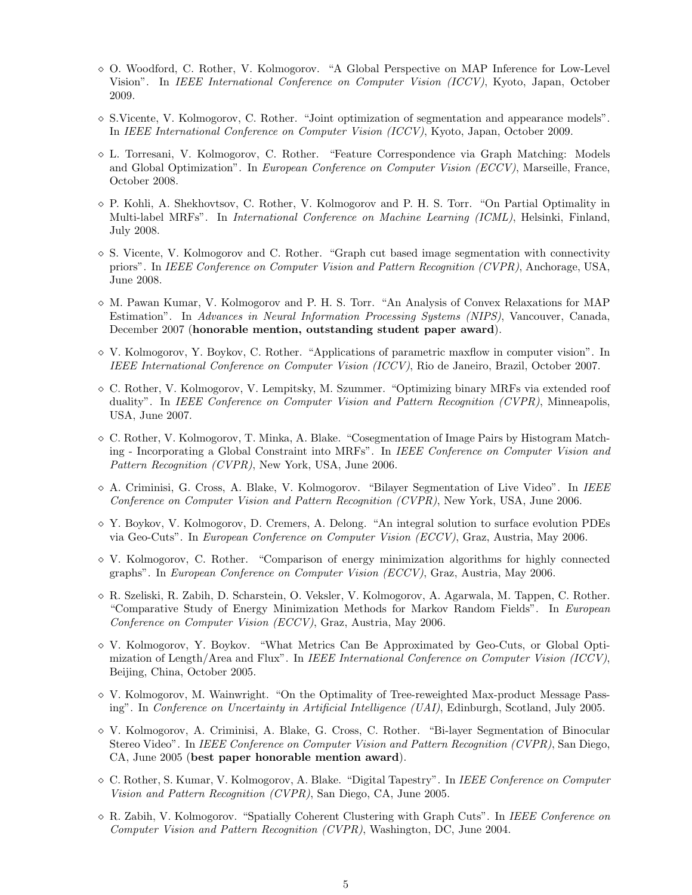- ◇ O. Woodford, C. Rother, V. Kolmogorov. "A Global Perspective on MAP Inference for Low-Level Vision". In *IEEE International Conference on Computer Vision (ICCV)*, Kyoto, Japan, October 2009.
- ◇ S.Vicente, V. Kolmogorov, C. Rother. "Joint optimization of segmentation and appearance models". In *IEEE International Conference on Computer Vision (ICCV)*, Kyoto, Japan, October 2009.
- ◇ L. Torresani, V. Kolmogorov, C. Rother. "Feature Correspondence via Graph Matching: Models and Global Optimization". In *European Conference on Computer Vision (ECCV)*, Marseille, France, October 2008.
- ◇ P. Kohli, A. Shekhovtsov, C. Rother, V. Kolmogorov and P. H. S. Torr. "On Partial Optimality in Multi-label MRFs". In *International Conference on Machine Learning (ICML)*, Helsinki, Finland, July 2008.
- ◇ S. Vicente, V. Kolmogorov and C. Rother. "Graph cut based image segmentation with connectivity priors". In *IEEE Conference on Computer Vision and Pattern Recognition (CVPR)*, Anchorage, USA, June 2008.
- ◇ M. Pawan Kumar, V. Kolmogorov and P. H. S. Torr. "An Analysis of Convex Relaxations for MAP Estimation". In *Advances in Neural Information Processing Systems (NIPS)*, Vancouver, Canada, December 2007 (**honorable mention, outstanding student paper award**).
- ◇ V. Kolmogorov, Y. Boykov, C. Rother. "Applications of parametric maxflow in computer vision". In *IEEE International Conference on Computer Vision (ICCV)*, Rio de Janeiro, Brazil, October 2007.
- ◇ C. Rother, V. Kolmogorov, V. Lempitsky, M. Szummer. "Optimizing binary MRFs via extended roof duality". In *IEEE Conference on Computer Vision and Pattern Recognition (CVPR)*, Minneapolis, USA, June 2007.
- ◇ C. Rother, V. Kolmogorov, T. Minka, A. Blake. "Cosegmentation of Image Pairs by Histogram Matching - Incorporating a Global Constraint into MRFs". In *IEEE Conference on Computer Vision and Pattern Recognition (CVPR)*, New York, USA, June 2006.
- ◇ A. Criminisi, G. Cross, A. Blake, V. Kolmogorov. "Bilayer Segmentation of Live Video". In *IEEE Conference on Computer Vision and Pattern Recognition (CVPR)*, New York, USA, June 2006.
- ◇ Y. Boykov, V. Kolmogorov, D. Cremers, A. Delong. "An integral solution to surface evolution PDEs via Geo-Cuts". In *European Conference on Computer Vision (ECCV)*, Graz, Austria, May 2006.
- ◇ V. Kolmogorov, C. Rother. "Comparison of energy minimization algorithms for highly connected graphs". In *European Conference on Computer Vision (ECCV)*, Graz, Austria, May 2006.
- ◇ R. Szeliski, R. Zabih, D. Scharstein, O. Veksler, V. Kolmogorov, A. Agarwala, M. Tappen, C. Rother. "Comparative Study of Energy Minimization Methods for Markov Random Fields". In *European Conference on Computer Vision (ECCV)*, Graz, Austria, May 2006.
- ◇ V. Kolmogorov, Y. Boykov. "What Metrics Can Be Approximated by Geo-Cuts, or Global Optimization of Length/Area and Flux". In *IEEE International Conference on Computer Vision (ICCV)*, Beijing, China, October 2005.
- ◇ V. Kolmogorov, M. Wainwright. "On the Optimality of Tree-reweighted Max-product Message Passing". In *Conference on Uncertainty in Artificial Intelligence (UAI)*, Edinburgh, Scotland, July 2005.
- ◇ V. Kolmogorov, A. Criminisi, A. Blake, G. Cross, C. Rother. "Bi-layer Segmentation of Binocular Stereo Video". In *IEEE Conference on Computer Vision and Pattern Recognition (CVPR)*, San Diego, CA, June 2005 (**best paper honorable mention award**).
- ◇ C. Rother, S. Kumar, V. Kolmogorov, A. Blake. "Digital Tapestry". In *IEEE Conference on Computer Vision and Pattern Recognition (CVPR)*, San Diego, CA, June 2005.
- ◇ R. Zabih, V. Kolmogorov. "Spatially Coherent Clustering with Graph Cuts". In *IEEE Conference on Computer Vision and Pattern Recognition (CVPR)*, Washington, DC, June 2004.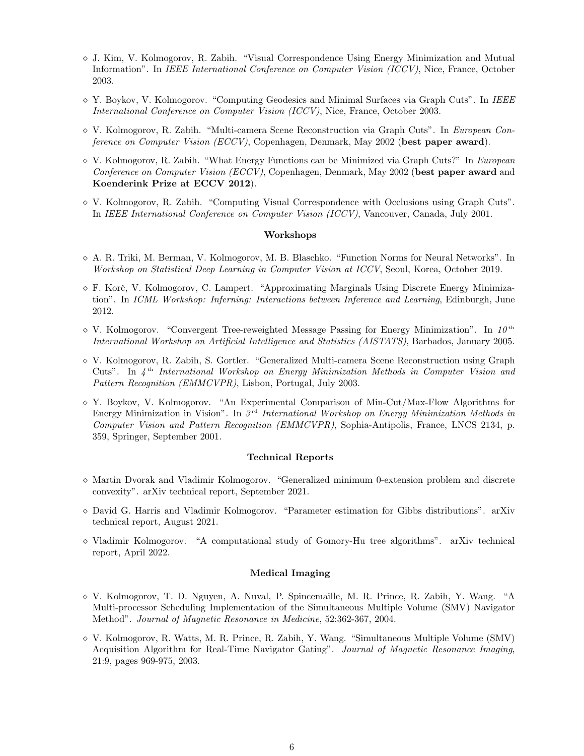- J. Kim, V. Kolmogorov, R. Zabih. "Visual Correspondence Using Energy Minimization and Mutual Information". In *IEEE International Conference on Computer Vision (ICCV)*, Nice, France, October 2003.

- Y. Boykov, V. Kolmogorov. "Computing Geodesics and Minimal Surfaces via Graph Cuts". In *IEEE International Conference on Computer Vision (ICCV)*, Nice, France, October 2003.

- V. Kolmogorov, R. Zabih. "Multi-camera Scene Reconstruction via Graph Cuts". In *European Conference on Computer Vision (ECCV)*, Copenhagen, Denmark, May 2002 (**best paper award**).

- V. Kolmogorov, R. Zabih. "What Energy Functions can be Minimized via Graph Cuts?" In *European Conference on Computer Vision (ECCV)*, Copenhagen, Denmark, May 2002 (**best paper award** and **Koenderink Prize at ECCV 2012**).

- V. Kolmogorov, R. Zabih. "Computing Visual Correspondence with Occlusions using Graph Cuts". In *IEEE International Conference on Computer Vision (ICCV)*, Vancouver, Canada, July 2001.

### Workshops

- A. R. Triki, M. Berman, V. Kolmogorov, M. B. Blaschko. "Function Norms for Neural Networks". In *Workshop on Statistical Deep Learning in Computer Vision at ICCV*, Seoul, Korea, October 2019.

- F. Korč, V. Kolmogorov, C. Lampert. "Approximating Marginals Using Discrete Energy Minimization". In *ICML Workshop: Inferning: Interactions between Inference and Learning*, Edinburgh, June 2012.

- V. Kolmogorov. "Convergent Tree-reweighted Message Passing for Energy Minimization". In *10th International Workshop on Artificial Intelligence and Statistics (AISTATS)*, Barbados, January 2005.

- V. Kolmogorov, R. Zabih, S. Gortler. "Generalized Multi-camera Scene Reconstruction using Graph Cuts". In *4th International Workshop on Energy Minimization Methods in Computer Vision and Pattern Recognition (EMMCVPR)*, Lisbon, Portugal, July 2003.

- Y. Boykov, V. Kolmogorov. "An Experimental Comparison of Min-Cut/Max-Flow Algorithms for Energy Minimization in Vision". In *3rd International Workshop on Energy Minimization Methods in Computer Vision and Pattern Recognition (EMMCVPR)*, Sophia-Antipolis, France, LNCS 2134, p. 359, Springer, September 2001.

### Technical Reports

- Martin Dvorak and Vladimir Kolmogorov. "Generalized minimum 0-extension problem and discrete convexity". arXiv technical report, September 2021.

- David G. Harris and Vladimir Kolmogorov. "Parameter estimation for Gibbs distributions". arXiv technical report, August 2021.

- Vladimir Kolmogorov. "A computational study of Gomory-Hu tree algorithms". arXiv technical report, April 2022.

### Medical Imaging

- V. Kolmogorov, T. D. Nguyen, A. Nuval, P. Spincemaille, M. R. Prince, R. Zabih, Y. Wang. "A Multi-processor Scheduling Implementation of the Simultaneous Multiple Volume (SMV) Navigator Method". *Journal of Magnetic Resonance in Medicine*, 52:362-367, 2004.

- V. Kolmogorov, R. Watts, M. R. Prince, R. Zabih, Y. Wang. "Simultaneous Multiple Volume (SMV) Acquisition Algorithm for Real-Time Navigator Gating". *Journal of Magnetic Resonance Imaging*, 21:9, pages 969-975, 2003.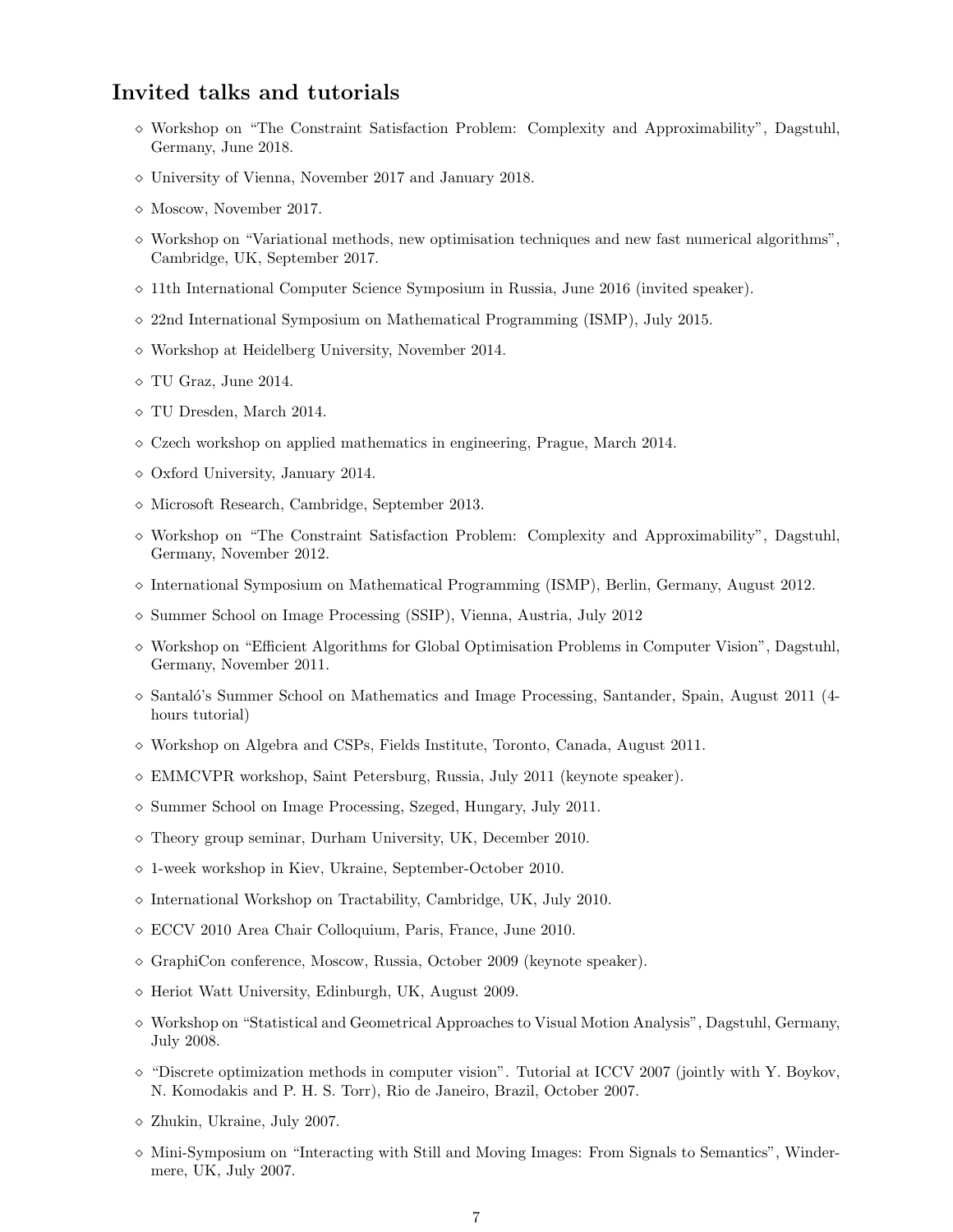## Invited talks and tutorials

- Workshop on "The Constraint Satisfaction Problem: Complexity and Approximability", Dagstuhl, Germany, June 2018.
- University of Vienna, November 2017 and January 2018.
- Moscow, November 2017.
- Workshop on "Variational methods, new optimisation techniques and new fast numerical algorithms", Cambridge, UK, September 2017.
- 11th International Computer Science Symposium in Russia, June 2016 (invited speaker).
- 22nd International Symposium on Mathematical Programming (ISMP), July 2015.
- Workshop at Heidelberg University, November 2014.
- TU Graz, June 2014.
- TU Dresden, March 2014.
- Czech workshop on applied mathematics in engineering, Prague, March 2014.
- Oxford University, January 2014.
- Microsoft Research, Cambridge, September 2013.
- Workshop on "The Constraint Satisfaction Problem: Complexity and Approximability", Dagstuhl, Germany, November 2012.
- International Symposium on Mathematical Programming (ISMP), Berlin, Germany, August 2012.
- Summer School on Image Processing (SSIP), Vienna, Austria, July 2012
- Workshop on "Efficient Algorithms for Global Optimisation Problems in Computer Vision", Dagstuhl, Germany, November 2011.
- Santaló's Summer School on Mathematics and Image Processing, Santander, Spain, August 2011 (4-hours tutorial)
- Workshop on Algebra and CSPs, Fields Institute, Toronto, Canada, August 2011.
- EMMCVPR workshop, Saint Petersburg, Russia, July 2011 (keynote speaker).
- Summer School on Image Processing, Szeged, Hungary, July 2011.
- Theory group seminar, Durham University, UK, December 2010.
- 1-week workshop in Kiev, Ukraine, September-October 2010.
- International Workshop on Tractability, Cambridge, UK, July 2010.
- ECCV 2010 Area Chair Colloquium, Paris, France, June 2010.
- GraphiCon conference, Moscow, Russia, October 2009 (keynote speaker).
- Heriot Watt University, Edinburgh, UK, August 2009.
- Workshop on "Statistical and Geometrical Approaches to Visual Motion Analysis", Dagstuhl, Germany, July 2008.
- "Discrete optimization methods in computer vision". Tutorial at ICCV 2007 (jointly with Y. Boykov, N. Komodakis and P. H. S. Torr), Rio de Janeiro, Brazil, October 2007.
- Zhukin, Ukraine, July 2007.
- Mini-Symposium on "Interacting with Still and Moving Images: From Signals to Semantics", Windermere, UK, July 2007.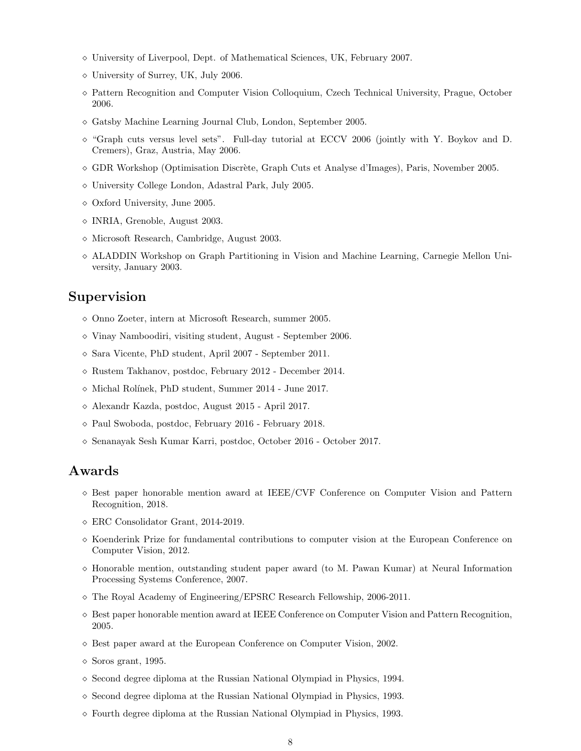- University of Liverpool, Dept. of Mathematical Sciences, UK, February 2007.
- University of Surrey, UK, July 2006.
- Pattern Recognition and Computer Vision Colloquium, Czech Technical University, Prague, October 2006.
- Gatsby Machine Learning Journal Club, London, September 2005.
- "Graph cuts versus level sets". Full-day tutorial at ECCV 2006 (jointly with Y. Boykov and D. Cremers), Graz, Austria, May 2006.
- GDR Workshop (Optimisation Discrète, Graph Cuts et Analyse d'Images), Paris, November 2005.
- University College London, Adastral Park, July 2005.
- Oxford University, June 2005.
- INRIA, Grenoble, August 2003.
- Microsoft Research, Cambridge, August 2003.
- ALADDIN Workshop on Graph Partitioning in Vision and Machine Learning, Carnegie Mellon University, January 2003.

## Supervision

- Onno Zoeter, intern at Microsoft Research, summer 2005.
- Vinay Namboodiri, visiting student, August - September 2006.
- Sara Vicente, PhD student, April 2007 - September 2011.
- Rustem Takhanov, postdoc, February 2012 - December 2014.
- Michal Rolínek, PhD student, Summer 2014 - June 2017.
- Alexandr Kazda, postdoc, August 2015 - April 2017.
- Paul Swoboda, postdoc, February 2016 - February 2018.
- Senanayak Sesh Kumar Karri, postdoc, October 2016 - October 2017.

## Awards

- Best paper honorable mention award at IEEE/CVF Conference on Computer Vision and Pattern Recognition, 2018.
- ERC Consolidator Grant, 2014-2019.
- Koenderink Prize for fundamental contributions to computer vision at the European Conference on Computer Vision, 2012.
- Honorable mention, outstanding student paper award (to M. Pawan Kumar) at Neural Information Processing Systems Conference, 2007.
- The Royal Academy of Engineering/EPSRC Research Fellowship, 2006-2011.
- Best paper honorable mention award at IEEE Conference on Computer Vision and Pattern Recognition, 2005.
- Best paper award at the European Conference on Computer Vision, 2002.
- Soros grant, 1995.
- Second degree diploma at the Russian National Olympiad in Physics, 1994.
- Second degree diploma at the Russian National Olympiad in Physics, 1993.
- Fourth degree diploma at the Russian National Olympiad in Physics, 1993.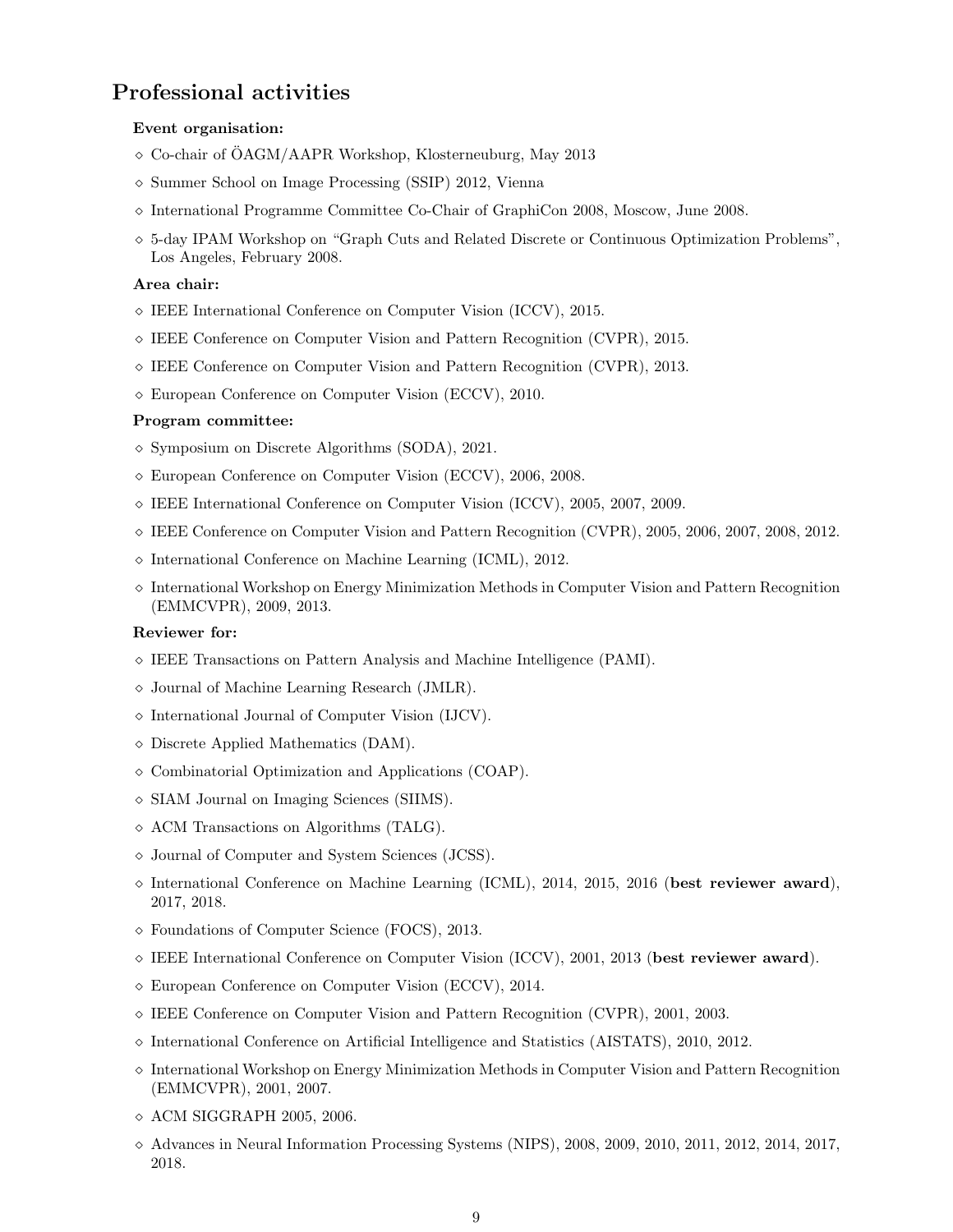## Professional activities

**Event organisation:**

- Co-chair of ÖAGM/AAPR Workshop, Klosterneuburg, May 2013
- Summer School on Image Processing (SSIP) 2012, Vienna
- International Programme Committee Co-Chair of GraphiCon 2008, Moscow, June 2008.
- 5-day IPAM Workshop on "Graph Cuts and Related Discrete or Continuous Optimization Problems", Los Angeles, February 2008.

**Area chair:**

- IEEE International Conference on Computer Vision (ICCV), 2015.
- IEEE Conference on Computer Vision and Pattern Recognition (CVPR), 2015.
- IEEE Conference on Computer Vision and Pattern Recognition (CVPR), 2013.
- European Conference on Computer Vision (ECCV), 2010.

**Program committee:**

- Symposium on Discrete Algorithms (SODA), 2021.
- European Conference on Computer Vision (ECCV), 2006, 2008.
- IEEE International Conference on Computer Vision (ICCV), 2005, 2007, 2009.
- IEEE Conference on Computer Vision and Pattern Recognition (CVPR), 2005, 2006, 2007, 2008, 2012.
- International Conference on Machine Learning (ICML), 2012.
- International Workshop on Energy Minimization Methods in Computer Vision and Pattern Recognition (EMMCVPR), 2009, 2013.

**Reviewer for:**

- IEEE Transactions on Pattern Analysis and Machine Intelligence (PAMI).
- Journal of Machine Learning Research (JMLR).
- International Journal of Computer Vision (IJCV).
- Discrete Applied Mathematics (DAM).
- Combinatorial Optimization and Applications (COAP).
- SIAM Journal on Imaging Sciences (SIIMS).
- ACM Transactions on Algorithms (TALG).
- Journal of Computer and System Sciences (JCSS).
- International Conference on Machine Learning (ICML), 2014, 2015, 2016 (**best reviewer award**), 2017, 2018.
- Foundations of Computer Science (FOCS), 2013.
- IEEE International Conference on Computer Vision (ICCV), 2001, 2013 (**best reviewer award**).
- European Conference on Computer Vision (ECCV), 2014.
- IEEE Conference on Computer Vision and Pattern Recognition (CVPR), 2001, 2003.
- International Conference on Artificial Intelligence and Statistics (AISTATS), 2010, 2012.
- International Workshop on Energy Minimization Methods in Computer Vision and Pattern Recognition (EMMCVPR), 2001, 2007.
- ACM SIGGRAPH 2005, 2006.
- Advances in Neural Information Processing Systems (NIPS), 2008, 2009, 2010, 2011, 2012, 2014, 2017, 2018.